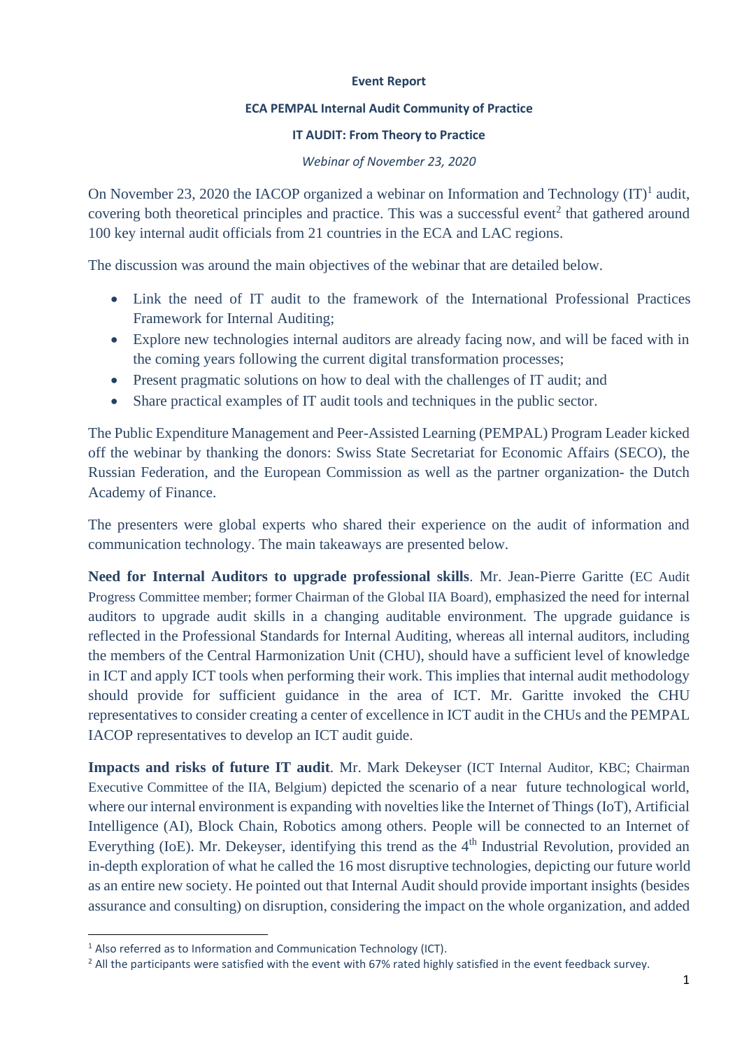**Event Report**

**ECA PEMPAL Internal Audit Community of Practice**

**IT AUDIT: From Theory to Practice**

*Webinar of November 23, 2020*

On November 23, 2020 the IACOP organized a webinar on Information and Technology (IT)[1] audit, covering both theoretical principles and practice. This was a successful event[2] that gathered around 100 key internal audit officials from 21 countries in the ECA and LAC regions.

The discussion was around the main objectives of the webinar that are detailed below.

- Link the need of IT audit to the framework of the International Professional Practices Framework for Internal Auditing;
- Explore new technologies internal auditors are already facing now, and will be faced with in the coming years following the current digital transformation processes;
- Present pragmatic solutions on how to deal with the challenges of IT audit; and
- Share practical examples of IT audit tools and techniques in the public sector.

The Public Expenditure Management and Peer-Assisted Learning (PEMPAL) Program Leader kicked off the webinar by thanking the donors: Swiss State Secretariat for Economic Affairs (SECO), the Russian Federation, and the European Commission as well as the partner organization- the Dutch Academy of Finance.

The presenters were global experts who shared their experience on the audit of information and communication technology. The main takeaways are presented below.

**Need for Internal Auditors to upgrade professional skills**. Mr. Jean-Pierre Garitte (EC Audit Progress Committee member; former Chairman of the Global IIA Board), emphasized the need for internal auditors to upgrade audit skills in a changing auditable environment. The upgrade guidance is reflected in the Professional Standards for Internal Auditing, whereas all internal auditors, including the members of the Central Harmonization Unit (CHU), should have a sufficient level of knowledge in ICT and apply ICT tools when performing their work. This implies that internal audit methodology should provide for sufficient guidance in the area of ICT. Mr. Garitte invoked the CHU representatives to consider creating a center of excellence in ICT audit in the CHUs and the PEMPAL IACOP representatives to develop an ICT audit guide.

**Impacts and risks of future IT audit**. Mr. Mark Dekeyser (ICT Internal Auditor, KBC; Chairman Executive Committee of the IIA, Belgium) depicted the scenario of a near future technological world, where our internal environment is expanding with novelties like the Internet of Things (IoT), Artificial Intelligence (AI), Block Chain, Robotics among others. People will be connected to an Internet of Everything (IoE). Mr. Dekeyser, identifying this trend as the 4th Industrial Revolution, provided an in-depth exploration of what he called the 16 most disruptive technologies, depicting our future world as an entire new society. He pointed out that Internal Audit should provide important insights (besides assurance and consulting) on disruption, considering the impact on the whole organization, and added

[1] Also referred as to Information and Communication Technology (ICT).

[2] All the participants were satisfied with the event with 67% rated highly satisfied in the event feedback survey.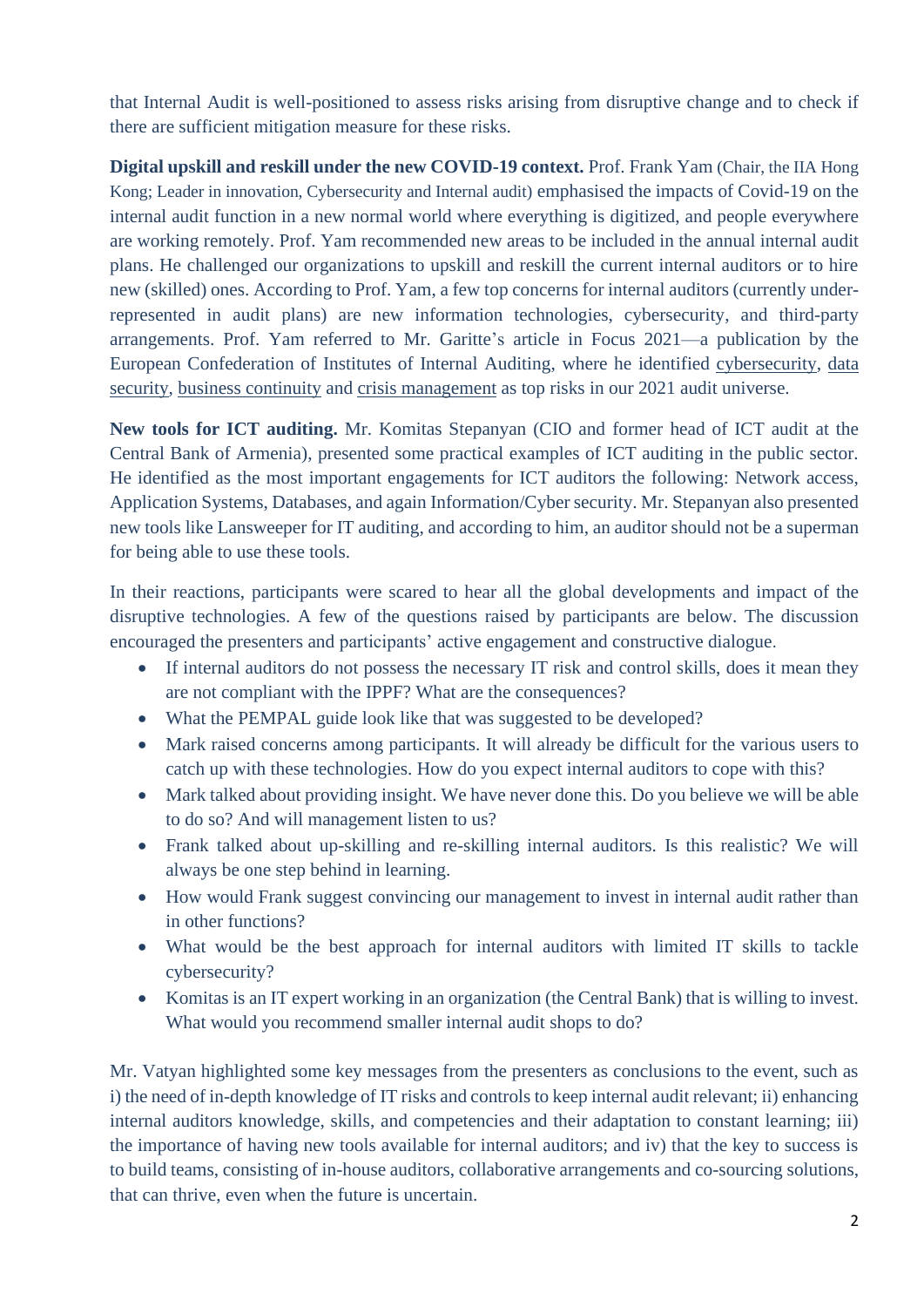that Internal Audit is well-positioned to assess risks arising from disruptive change and to check if there are sufficient mitigation measure for these risks.

**Digital upskill and reskill under the new COVID-19 context.** Prof. Frank Yam (Chair, the IIA Hong Kong; Leader in innovation, Cybersecurity and Internal audit) emphasised the impacts of Covid-19 on the internal audit function in a new normal world where everything is digitized, and people everywhere are working remotely. Prof. Yam recommended new areas to be included in the annual internal audit plans. He challenged our organizations to upskill and reskill the current internal auditors or to hire new (skilled) ones. According to Prof. Yam, a few top concerns for internal auditors (currently under-represented in audit plans) are new information technologies, cybersecurity, and third-party arrangements. Prof. Yam referred to Mr. Garitte's article in Focus 2021—a publication by the European Confederation of Institutes of Internal Auditing, where he identified cybersecurity, data security, business continuity and crisis management as top risks in our 2021 audit universe.

**New tools for ICT auditing.** Mr. Komitas Stepanyan (CIO and former head of ICT audit at the Central Bank of Armenia), presented some practical examples of ICT auditing in the public sector. He identified as the most important engagements for ICT auditors the following: Network access, Application Systems, Databases, and again Information/Cyber security. Mr. Stepanyan also presented new tools like Lansweeper for IT auditing, and according to him, an auditor should not be a superman for being able to use these tools.

In their reactions, participants were scared to hear all the global developments and impact of the disruptive technologies. A few of the questions raised by participants are below. The discussion encouraged the presenters and participants' active engagement and constructive dialogue.

- If internal auditors do not possess the necessary IT risk and control skills, does it mean they are not compliant with the IPPF? What are the consequences?
- What the PEMPAL guide look like that was suggested to be developed?
- Mark raised concerns among participants. It will already be difficult for the various users to catch up with these technologies. How do you expect internal auditors to cope with this?
- Mark talked about providing insight. We have never done this. Do you believe we will be able to do so? And will management listen to us?
- Frank talked about up-skilling and re-skilling internal auditors. Is this realistic? We will always be one step behind in learning.
- How would Frank suggest convincing our management to invest in internal audit rather than in other functions?
- What would be the best approach for internal auditors with limited IT skills to tackle cybersecurity?
- Komitas is an IT expert working in an organization (the Central Bank) that is willing to invest. What would you recommend smaller internal audit shops to do?

Mr. Vatyan highlighted some key messages from the presenters as conclusions to the event, such as i) the need of in-depth knowledge of IT risks and controls to keep internal audit relevant; ii) enhancing internal auditors knowledge, skills, and competencies and their adaptation to constant learning; iii) the importance of having new tools available for internal auditors; and iv) that the key to success is to build teams, consisting of in-house auditors, collaborative arrangements and co-sourcing solutions, that can thrive, even when the future is uncertain.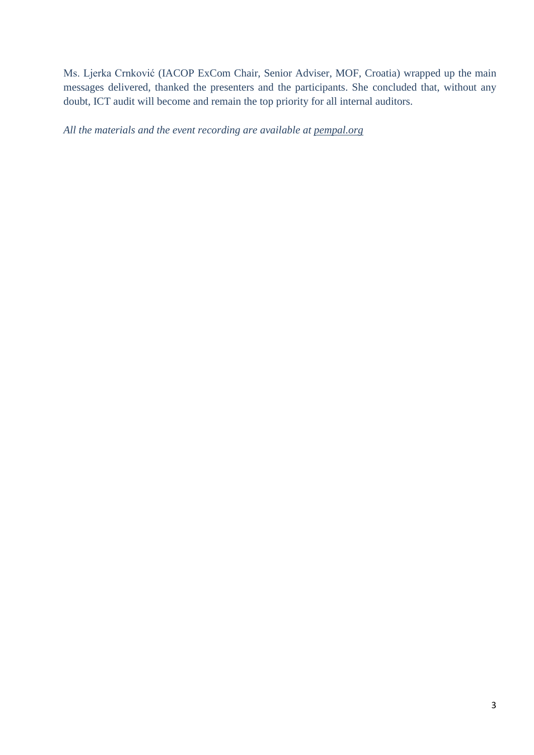Ms. Ljerka Crnković (IACOP ExCom Chair, Senior Adviser, MOF, Croatia) wrapped up the main messages delivered, thanked the presenters and the participants. She concluded that, without any doubt, ICT audit will become and remain the top priority for all internal auditors.

*All the materials and the event recording are available at [pempal.org](pempal.org)*